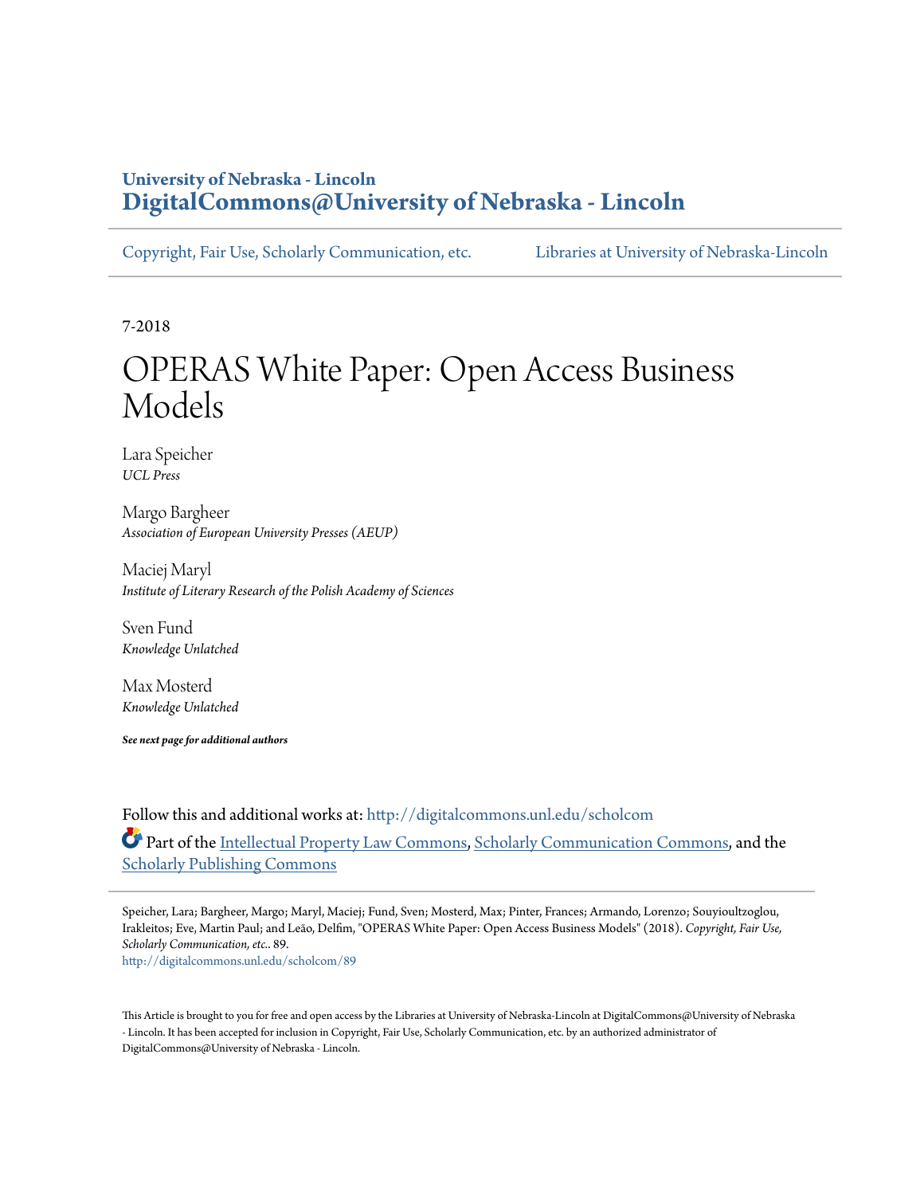University of Nebraska - Lincoln
**DigitalCommons@University of Nebraska - Lincoln**

Copyright, Fair Use, Scholarly Communication, etc. | Libraries at University of Nebraska-Lincoln

7-2018

# OPERAS White Paper: Open Access Business Models

Lara Speicher
*UCL Press*

Margo Bargheer
*Association of European University Presses (AEUP)*

Maciej Maryl
*Institute of Literary Research of the Polish Academy of Sciences*

Sven Fund
*Knowledge Unlatched*

Max Mosterd
*Knowledge Unlatched*

***See next page for additional authors***

Follow this and additional works at: http://digitalcommons.unl.edu/scholcom

Part of the Intellectual Property Law Commons, Scholarly Communication Commons, and the Scholarly Publishing Commons

Speicher, Lara; Bargheer, Margo; Maryl, Maciej; Fund, Sven; Mosterd, Max; Pinter, Frances; Armando, Lorenzo; Souyioultzoglou, Irakleitos; Eve, Martin Paul; and Leão, Delfim, "OPERAS White Paper: Open Access Business Models" (2018). *Copyright, Fair Use, Scholarly Communication, etc.*. 89.
http://digitalcommons.unl.edu/scholcom/89

This Article is brought to you for free and open access by the Libraries at University of Nebraska-Lincoln at DigitalCommons@University of Nebraska - Lincoln. It has been accepted for inclusion in Copyright, Fair Use, Scholarly Communication, etc. by an authorized administrator of DigitalCommons@University of Nebraska - Lincoln.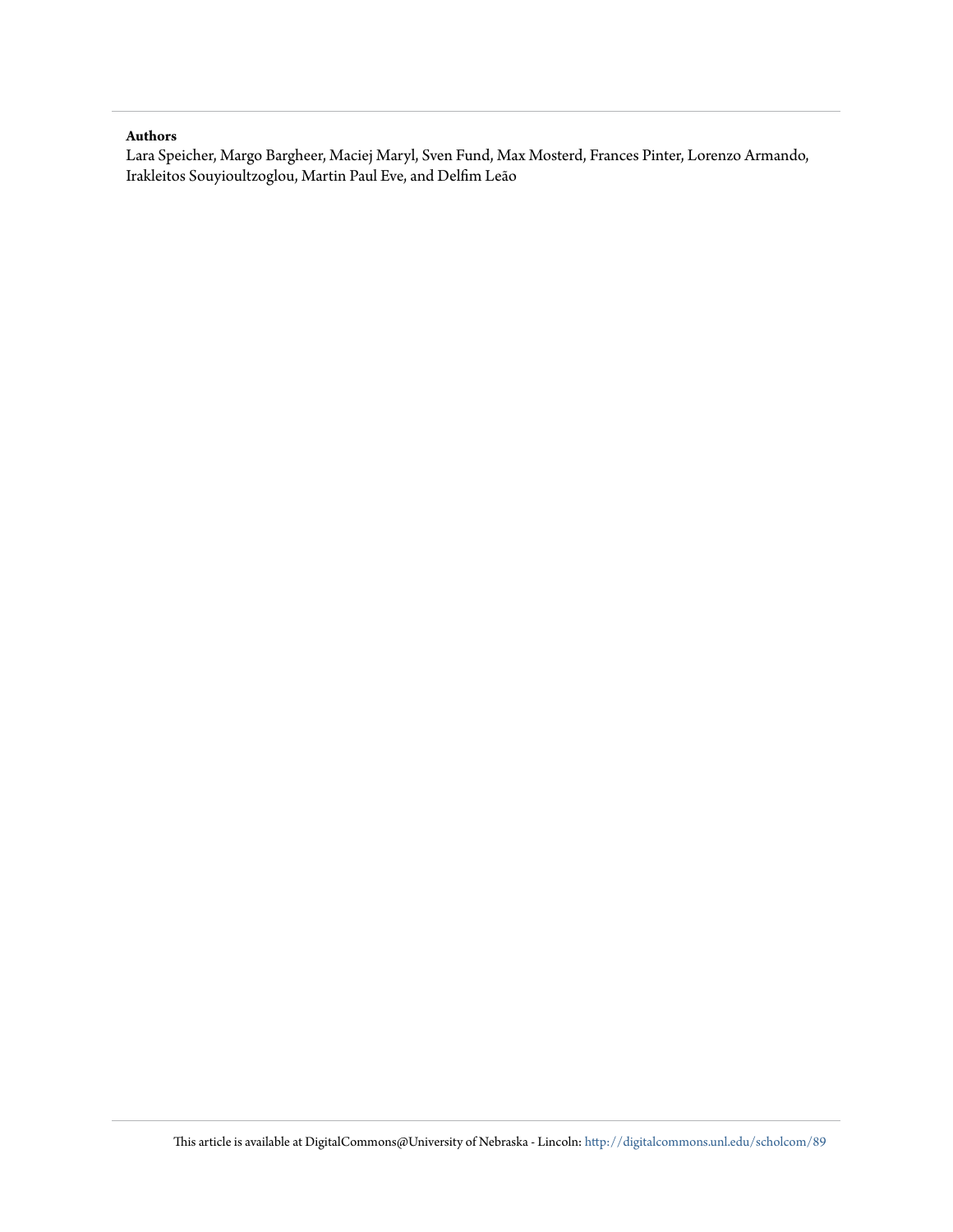**Authors**

Lara Speicher, Margo Bargheer, Maciej Maryl, Sven Fund, Max Mosterd, Frances Pinter, Lorenzo Armando, Irakleitos Souyioultzoglou, Martin Paul Eve, and Delfim Leão

This article is available at DigitalCommons@University of Nebraska - Lincoln: http://digitalcommons.unl.edu/scholcom/89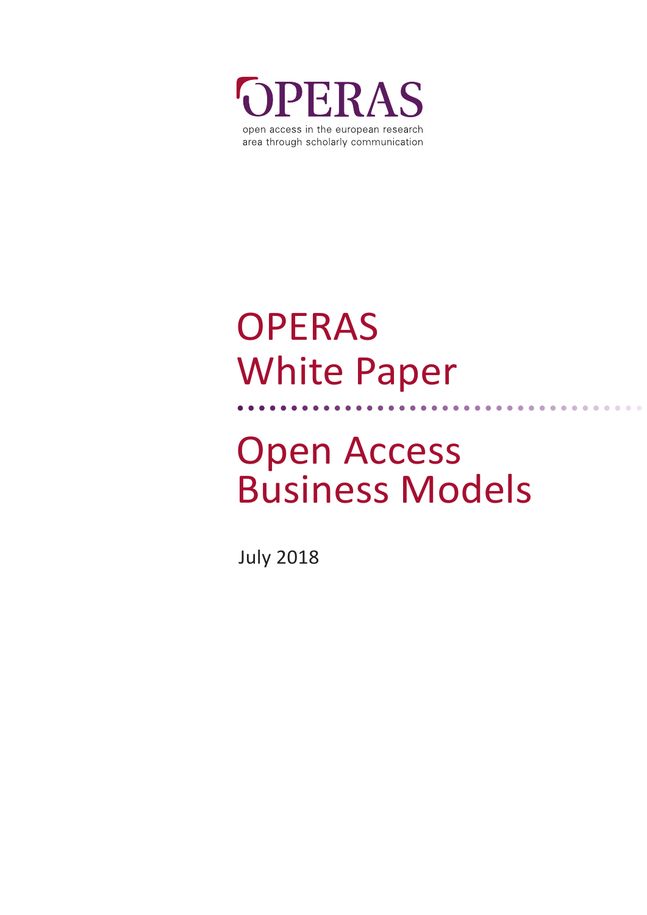OPERAS

open access in the european research area through scholarly communication

# OPERAS White Paper

# Open Access Business Models

July 2018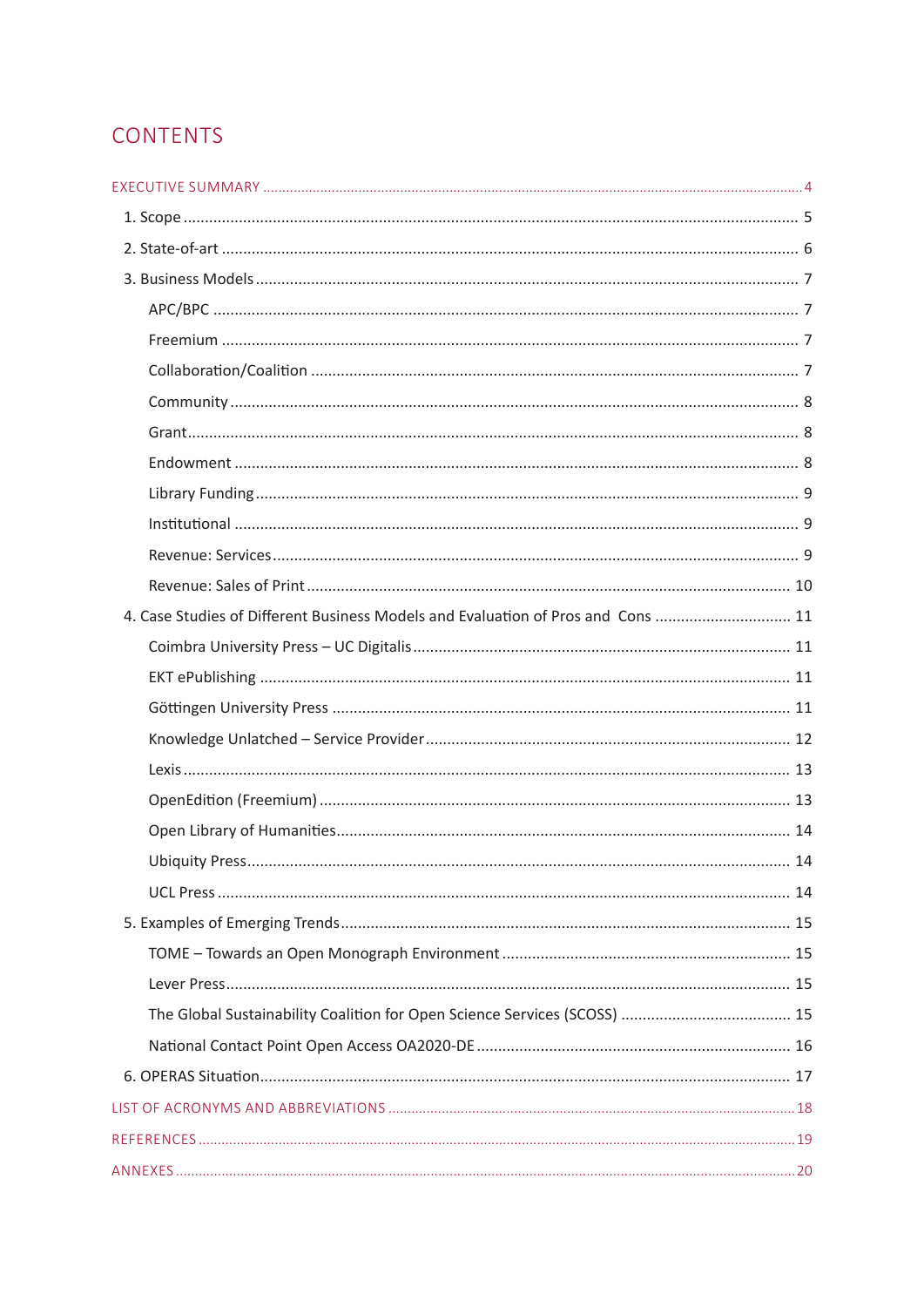# CONTENTS

EXECUTIVE SUMMARY ..... 4

1. Scope ..... 5
2. State-of-art ..... 6
3. Business Models ..... 7
   - APC/BPC ..... 7
   - Freemium ..... 7
   - Collaboration/Coalition ..... 7
   - Community ..... 8
   - Grant ..... 8
   - Endowment ..... 8
   - Library Funding ..... 9
   - Institutional ..... 9
   - Revenue: Services ..... 9
   - Revenue: Sales of Print ..... 10
4. Case Studies of Different Business Models and Evaluation of Pros and Cons ..... 11
   - Coimbra University Press – UC Digitalis ..... 11
   - EKT ePublishing ..... 11
   - Göttingen University Press ..... 11
   - Knowledge Unlatched – Service Provider ..... 12
   - Lexis ..... 13
   - OpenEdition (Freemium) ..... 13
   - Open Library of Humanities ..... 14
   - Ubiquity Press ..... 14
   - UCL Press ..... 14
5. Examples of Emerging Trends ..... 15
   - TOME – Towards an Open Monograph Environment ..... 15
   - Lever Press ..... 15
   - The Global Sustainability Coalition for Open Science Services (SCOSS) ..... 15
   - National Contact Point Open Access OA2020-DE ..... 16
6. OPERAS Situation ..... 17

LIST OF ACRONYMS AND ABBREVIATIONS ..... 18

REFERENCES ..... 19

ANNEXES ..... 20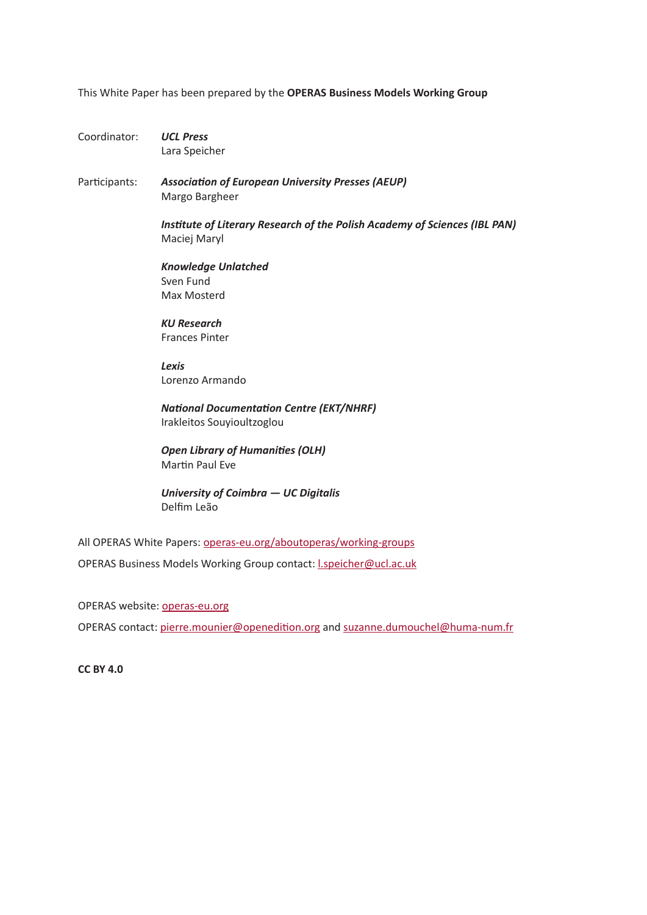This White Paper has been prepared by the **OPERAS Business Models Working Group**

Coordinator: ***UCL Press***
Lara Speicher

Participants: ***Association of European University Presses (AEUP)***
Margo Bargheer

***Institute of Literary Research of the Polish Academy of Sciences (IBL PAN)***
Maciej Maryl

***Knowledge Unlatched***
Sven Fund
Max Mosterd

***KU Research***
Frances Pinter

***Lexis***
Lorenzo Armando

***National Documentation Centre (EKT/NHRF)***
Irakleitos Souyioultzoglou

***Open Library of Humanities (OLH)***
Martin Paul Eve

***University of Coimbra — UC Digitalis***
Delfim Leão

All OPERAS White Papers: operas-eu.org/aboutoperas/working-groups

OPERAS Business Models Working Group contact: l.speicher@ucl.ac.uk

OPERAS website: operas-eu.org

OPERAS contact: pierre.mounier@openedition.org and suzanne.dumouchel@huma-num.fr

**CC BY 4.0**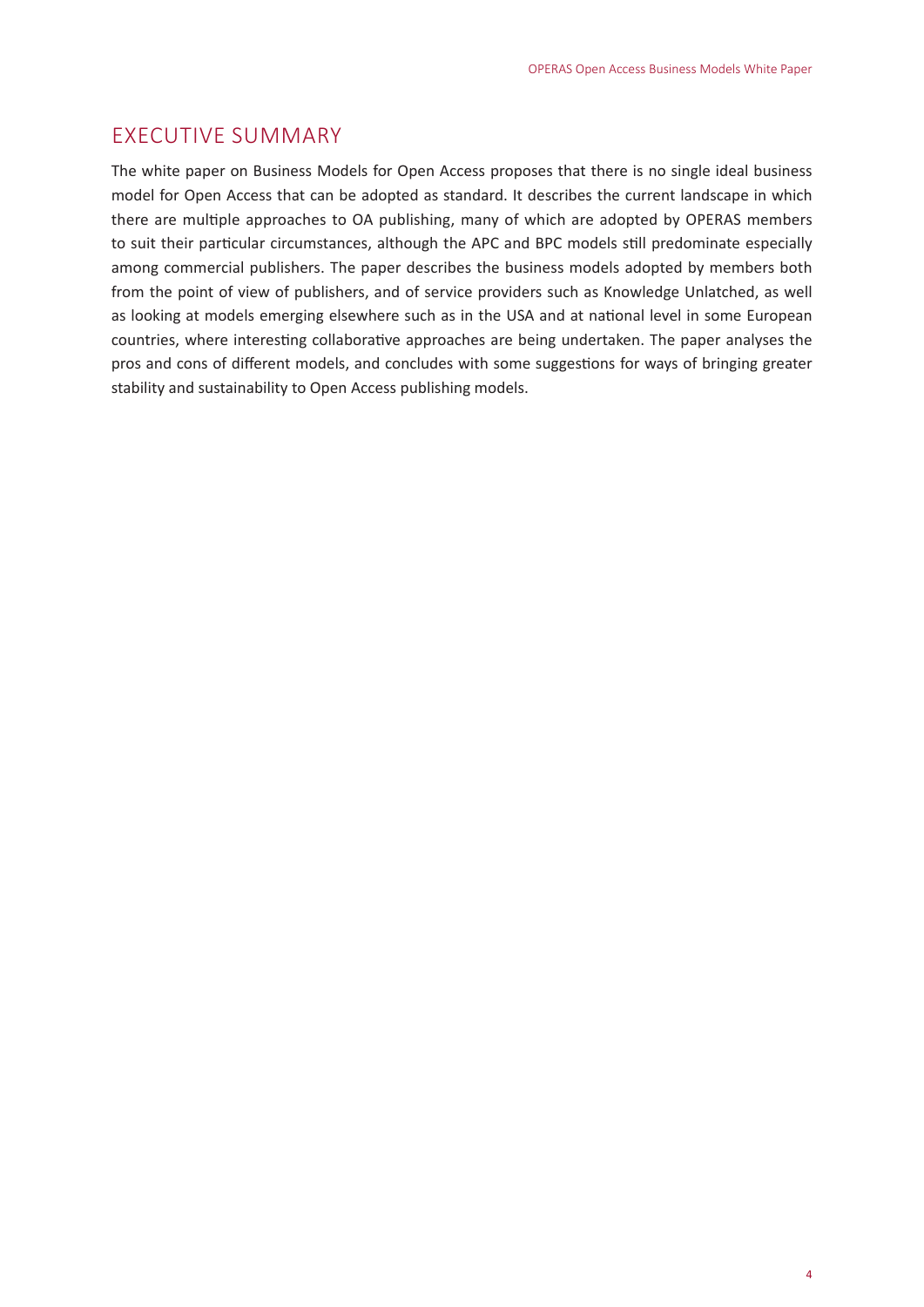# EXECUTIVE SUMMARY

The white paper on Business Models for Open Access proposes that there is no single ideal business model for Open Access that can be adopted as standard. It describes the current landscape in which there are multiple approaches to OA publishing, many of which are adopted by OPERAS members to suit their particular circumstances, although the APC and BPC models still predominate especially among commercial publishers. The paper describes the business models adopted by members both from the point of view of publishers, and of service providers such as Knowledge Unlatched, as well as looking at models emerging elsewhere such as in the USA and at national level in some European countries, where interesting collaborative approaches are being undertaken. The paper analyses the pros and cons of different models, and concludes with some suggestions for ways of bringing greater stability and sustainability to Open Access publishing models.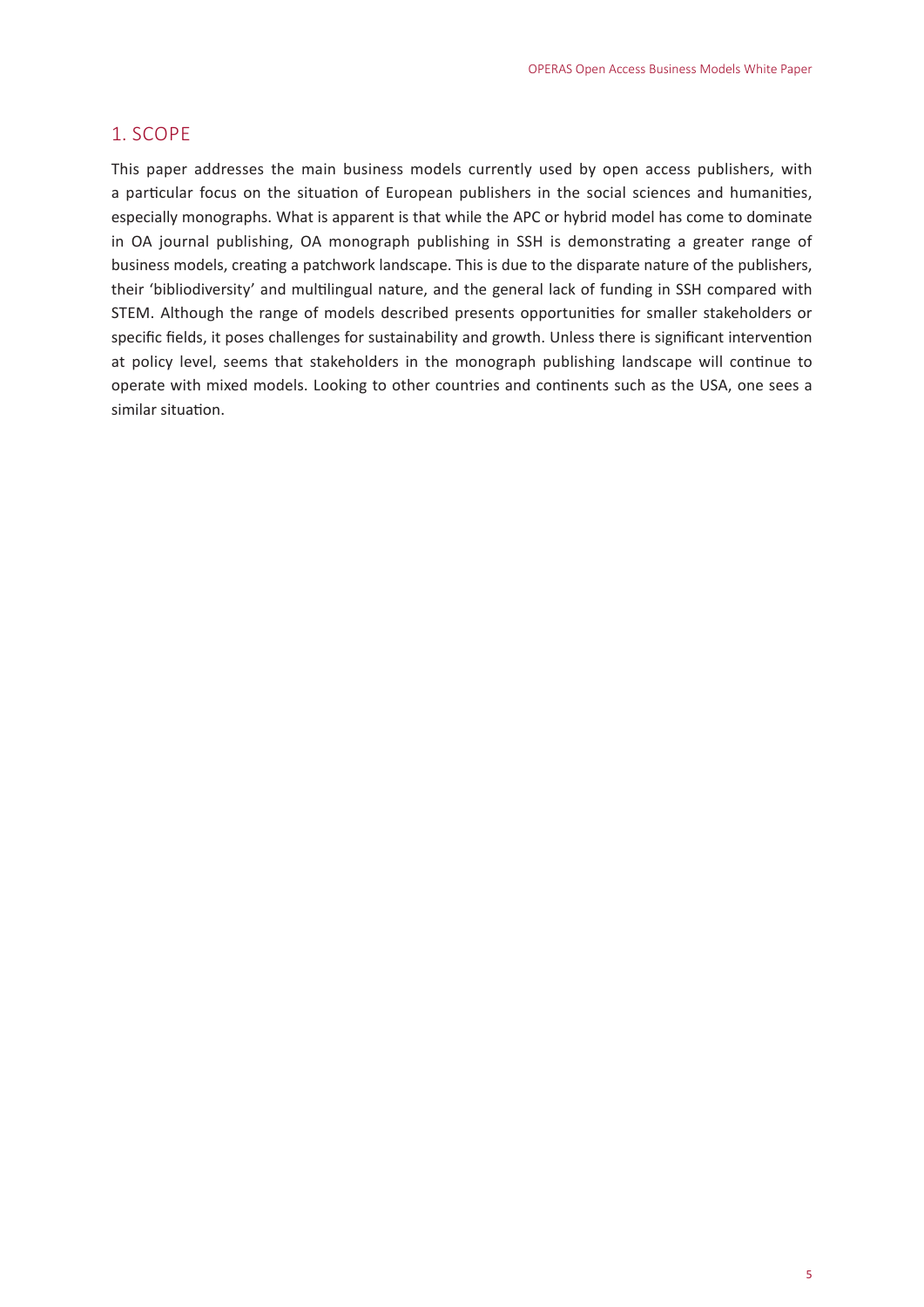## 1. SCOPE

This paper addresses the main business models currently used by open access publishers, with a particular focus on the situation of European publishers in the social sciences and humanities, especially monographs. What is apparent is that while the APC or hybrid model has come to dominate in OA journal publishing, OA monograph publishing in SSH is demonstrating a greater range of business models, creating a patchwork landscape. This is due to the disparate nature of the publishers, their 'bibliodiversity' and multilingual nature, and the general lack of funding in SSH compared with STEM. Although the range of models described presents opportunities for smaller stakeholders or specific fields, it poses challenges for sustainability and growth. Unless there is significant intervention at policy level, seems that stakeholders in the monograph publishing landscape will continue to operate with mixed models. Looking to other countries and continents such as the USA, one sees a similar situation.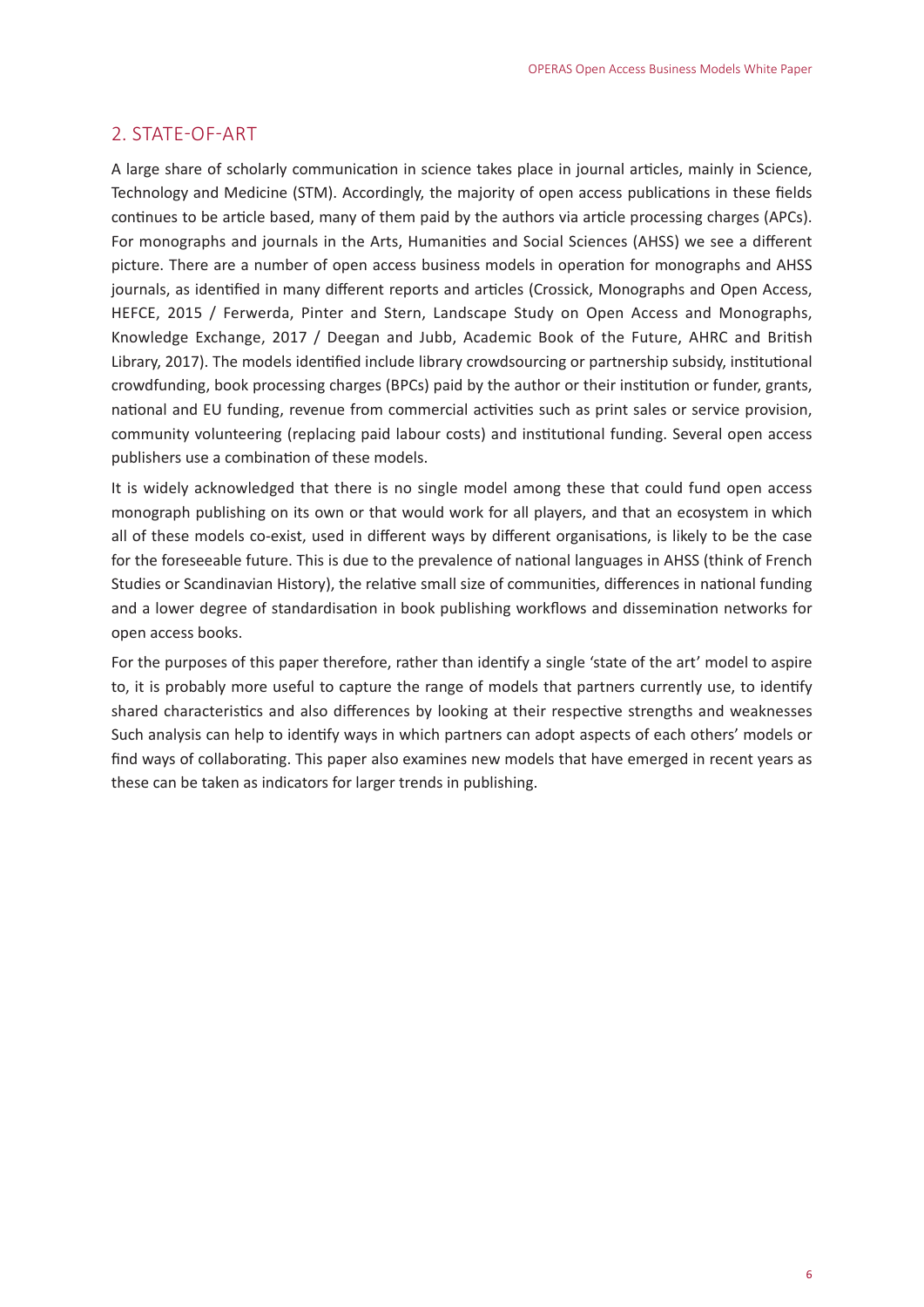## 2. STATE-OF-ART

A large share of scholarly communication in science takes place in journal articles, mainly in Science, Technology and Medicine (STM). Accordingly, the majority of open access publications in these fields continues to be article based, many of them paid by the authors via article processing charges (APCs). For monographs and journals in the Arts, Humanities and Social Sciences (AHSS) we see a different picture. There are a number of open access business models in operation for monographs and AHSS journals, as identified in many different reports and articles (Crossick, Monographs and Open Access, HEFCE, 2015 / Ferwerda, Pinter and Stern, Landscape Study on Open Access and Monographs, Knowledge Exchange, 2017 / Deegan and Jubb, Academic Book of the Future, AHRC and British Library, 2017). The models identified include library crowdsourcing or partnership subsidy, institutional crowdfunding, book processing charges (BPCs) paid by the author or their institution or funder, grants, national and EU funding, revenue from commercial activities such as print sales or service provision, community volunteering (replacing paid labour costs) and institutional funding. Several open access publishers use a combination of these models.

It is widely acknowledged that there is no single model among these that could fund open access monograph publishing on its own or that would work for all players, and that an ecosystem in which all of these models co-exist, used in different ways by different organisations, is likely to be the case for the foreseeable future. This is due to the prevalence of national languages in AHSS (think of French Studies or Scandinavian History), the relative small size of communities, differences in national funding and a lower degree of standardisation in book publishing workflows and dissemination networks for open access books.

For the purposes of this paper therefore, rather than identify a single 'state of the art' model to aspire to, it is probably more useful to capture the range of models that partners currently use, to identify shared characteristics and also differences by looking at their respective strengths and weaknesses Such analysis can help to identify ways in which partners can adopt aspects of each others' models or find ways of collaborating. This paper also examines new models that have emerged in recent years as these can be taken as indicators for larger trends in publishing.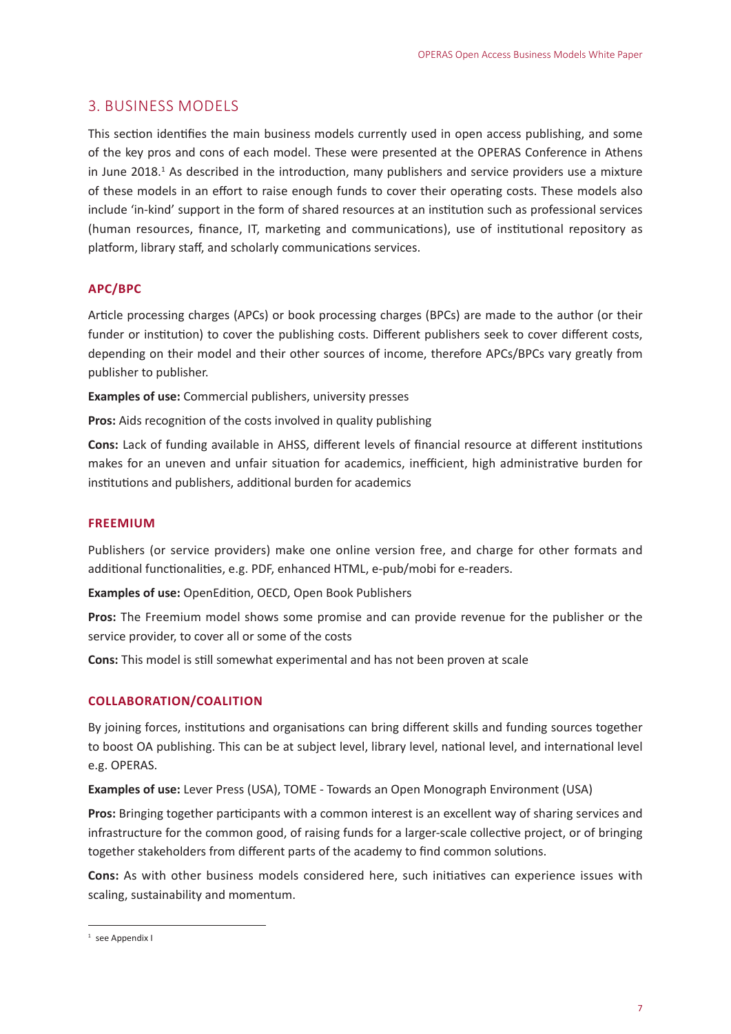## 3. BUSINESS MODELS

This section identifies the main business models currently used in open access publishing, and some of the key pros and cons of each model. These were presented at the OPERAS Conference in Athens in June 2018.[1] As described in the introduction, many publishers and service providers use a mixture of these models in an effort to raise enough funds to cover their operating costs. These models also include 'in-kind' support in the form of shared resources at an institution such as professional services (human resources, finance, IT, marketing and communications), use of institutional repository as platform, library staff, and scholarly communications services.

### APC/BPC

Article processing charges (APCs) or book processing charges (BPCs) are made to the author (or their funder or institution) to cover the publishing costs. Different publishers seek to cover different costs, depending on their model and their other sources of income, therefore APCs/BPCs vary greatly from publisher to publisher.

**Examples of use:** Commercial publishers, university presses

**Pros:** Aids recognition of the costs involved in quality publishing

**Cons:** Lack of funding available in AHSS, different levels of financial resource at different institutions makes for an uneven and unfair situation for academics, inefficient, high administrative burden for institutions and publishers, additional burden for academics

### FREEMIUM

Publishers (or service providers) make one online version free, and charge for other formats and additional functionalities, e.g. PDF, enhanced HTML, e-pub/mobi for e-readers.

**Examples of use:** OpenEdition, OECD, Open Book Publishers

**Pros:** The Freemium model shows some promise and can provide revenue for the publisher or the service provider, to cover all or some of the costs

**Cons:** This model is still somewhat experimental and has not been proven at scale

### COLLABORATION/COALITION

By joining forces, institutions and organisations can bring different skills and funding sources together to boost OA publishing. This can be at subject level, library level, national level, and international level e.g. OPERAS.

**Examples of use:** Lever Press (USA), TOME - Towards an Open Monograph Environment (USA)

**Pros:** Bringing together participants with a common interest is an excellent way of sharing services and infrastructure for the common good, of raising funds for a larger-scale collective project, or of bringing together stakeholders from different parts of the academy to find common solutions.

**Cons:** As with other business models considered here, such initiatives can experience issues with scaling, sustainability and momentum.

---

[1] see Appendix I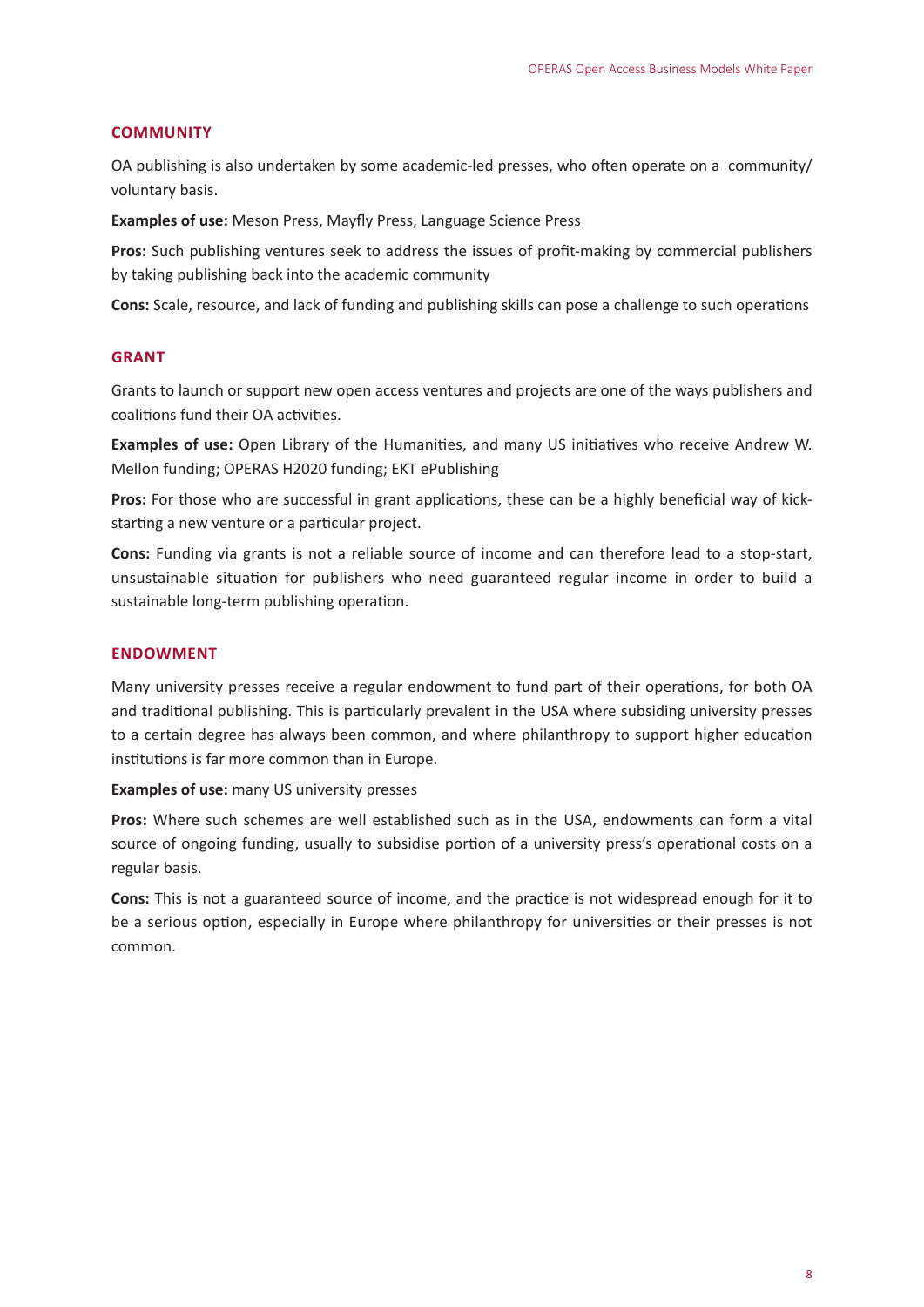### COMMUNITY

OA publishing is also undertaken by some academic-led presses, who often operate on a community/voluntary basis.

**Examples of use:** Meson Press, Mayfly Press, Language Science Press

**Pros:** Such publishing ventures seek to address the issues of profit-making by commercial publishers by taking publishing back into the academic community

**Cons:** Scale, resource, and lack of funding and publishing skills can pose a challenge to such operations

### GRANT

Grants to launch or support new open access ventures and projects are one of the ways publishers and coalitions fund their OA activities.

**Examples of use:** Open Library of the Humanities, and many US initiatives who receive Andrew W. Mellon funding; OPERAS H2020 funding; EKT ePublishing

**Pros:** For those who are successful in grant applications, these can be a highly beneficial way of kick-starting a new venture or a particular project.

**Cons:** Funding via grants is not a reliable source of income and can therefore lead to a stop-start, unsustainable situation for publishers who need guaranteed regular income in order to build a sustainable long-term publishing operation.

### ENDOWMENT

Many university presses receive a regular endowment to fund part of their operations, for both OA and traditional publishing. This is particularly prevalent in the USA where subsiding university presses to a certain degree has always been common, and where philanthropy to support higher education institutions is far more common than in Europe.

**Examples of use:** many US university presses

**Pros:** Where such schemes are well established such as in the USA, endowments can form a vital source of ongoing funding, usually to subsidise portion of a university press's operational costs on a regular basis.

**Cons:** This is not a guaranteed source of income, and the practice is not widespread enough for it to be a serious option, especially in Europe where philanthropy for universities or their presses is not common.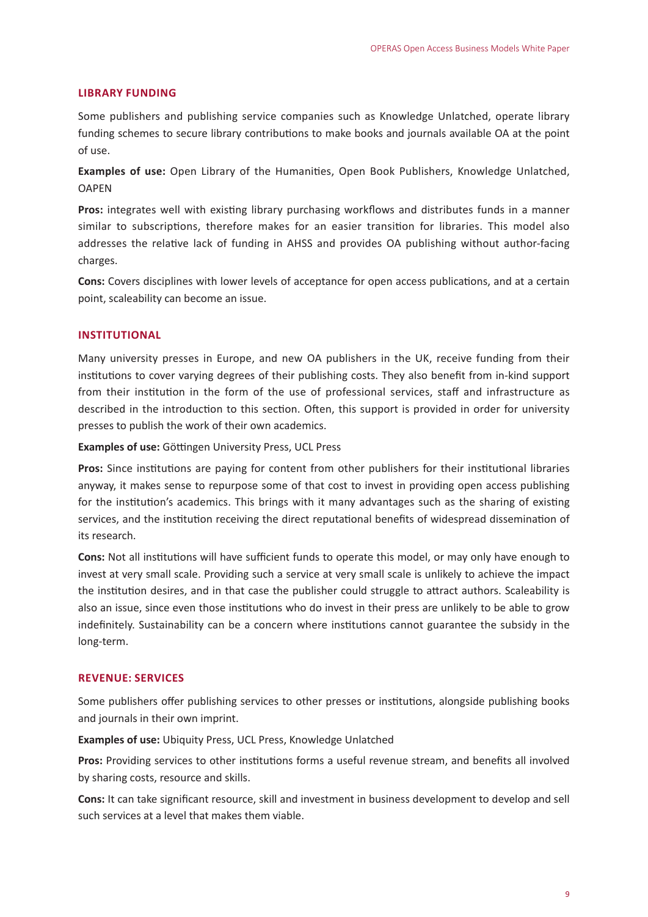### LIBRARY FUNDING

Some publishers and publishing service companies such as Knowledge Unlatched, operate library funding schemes to secure library contributions to make books and journals available OA at the point of use.

**Examples of use:** Open Library of the Humanities, Open Book Publishers, Knowledge Unlatched, OAPEN

**Pros:** integrates well with existing library purchasing workflows and distributes funds in a manner similar to subscriptions, therefore makes for an easier transition for libraries. This model also addresses the relative lack of funding in AHSS and provides OA publishing without author-facing charges.

**Cons:** Covers disciplines with lower levels of acceptance for open access publications, and at a certain point, scaleability can become an issue.

### INSTITUTIONAL

Many university presses in Europe, and new OA publishers in the UK, receive funding from their institutions to cover varying degrees of their publishing costs. They also benefit from in-kind support from their institution in the form of the use of professional services, staff and infrastructure as described in the introduction to this section. Often, this support is provided in order for university presses to publish the work of their own academics.

**Examples of use:** Göttingen University Press, UCL Press

**Pros:** Since institutions are paying for content from other publishers for their institutional libraries anyway, it makes sense to repurpose some of that cost to invest in providing open access publishing for the institution's academics. This brings with it many advantages such as the sharing of existing services, and the institution receiving the direct reputational benefits of widespread dissemination of its research.

**Cons:** Not all institutions will have sufficient funds to operate this model, or may only have enough to invest at very small scale. Providing such a service at very small scale is unlikely to achieve the impact the institution desires, and in that case the publisher could struggle to attract authors. Scaleability is also an issue, since even those institutions who do invest in their press are unlikely to be able to grow indefinitely. Sustainability can be a concern where institutions cannot guarantee the subsidy in the long-term.

### REVENUE: SERVICES

Some publishers offer publishing services to other presses or institutions, alongside publishing books and journals in their own imprint.

**Examples of use:** Ubiquity Press, UCL Press, Knowledge Unlatched

**Pros:** Providing services to other institutions forms a useful revenue stream, and benefits all involved by sharing costs, resource and skills.

**Cons:** It can take significant resource, skill and investment in business development to develop and sell such services at a level that makes them viable.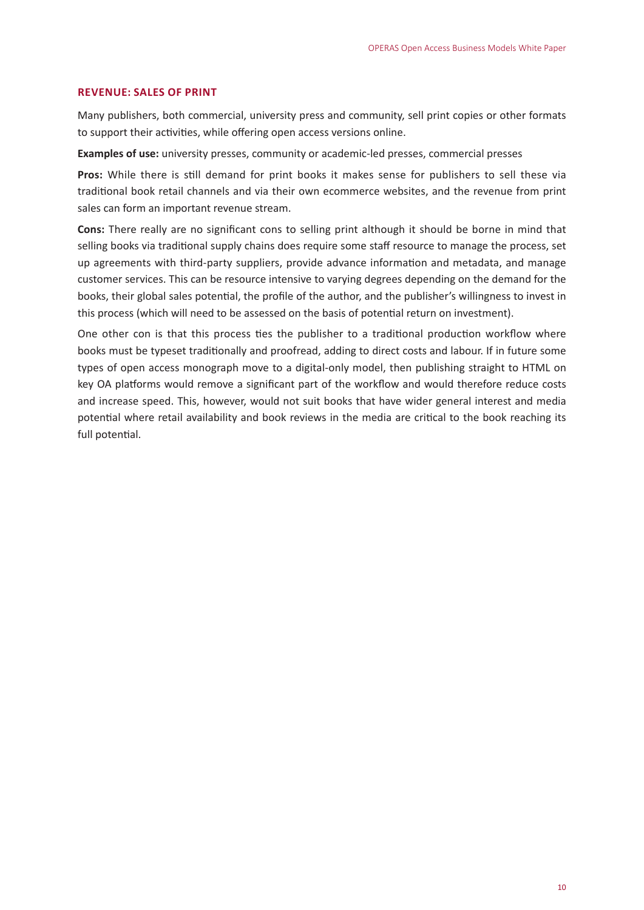### REVENUE: SALES OF PRINT

Many publishers, both commercial, university press and community, sell print copies or other formats to support their activities, while offering open access versions online.

**Examples of use:** university presses, community or academic-led presses, commercial presses

**Pros:** While there is still demand for print books it makes sense for publishers to sell these via traditional book retail channels and via their own ecommerce websites, and the revenue from print sales can form an important revenue stream.

**Cons:** There really are no significant cons to selling print although it should be borne in mind that selling books via traditional supply chains does require some staff resource to manage the process, set up agreements with third-party suppliers, provide advance information and metadata, and manage customer services. This can be resource intensive to varying degrees depending on the demand for the books, their global sales potential, the profile of the author, and the publisher's willingness to invest in this process (which will need to be assessed on the basis of potential return on investment).

One other con is that this process ties the publisher to a traditional production workflow where books must be typeset traditionally and proofread, adding to direct costs and labour. If in future some types of open access monograph move to a digital-only model, then publishing straight to HTML on key OA platforms would remove a significant part of the workflow and would therefore reduce costs and increase speed. This, however, would not suit books that have wider general interest and media potential where retail availability and book reviews in the media are critical to the book reaching its full potential.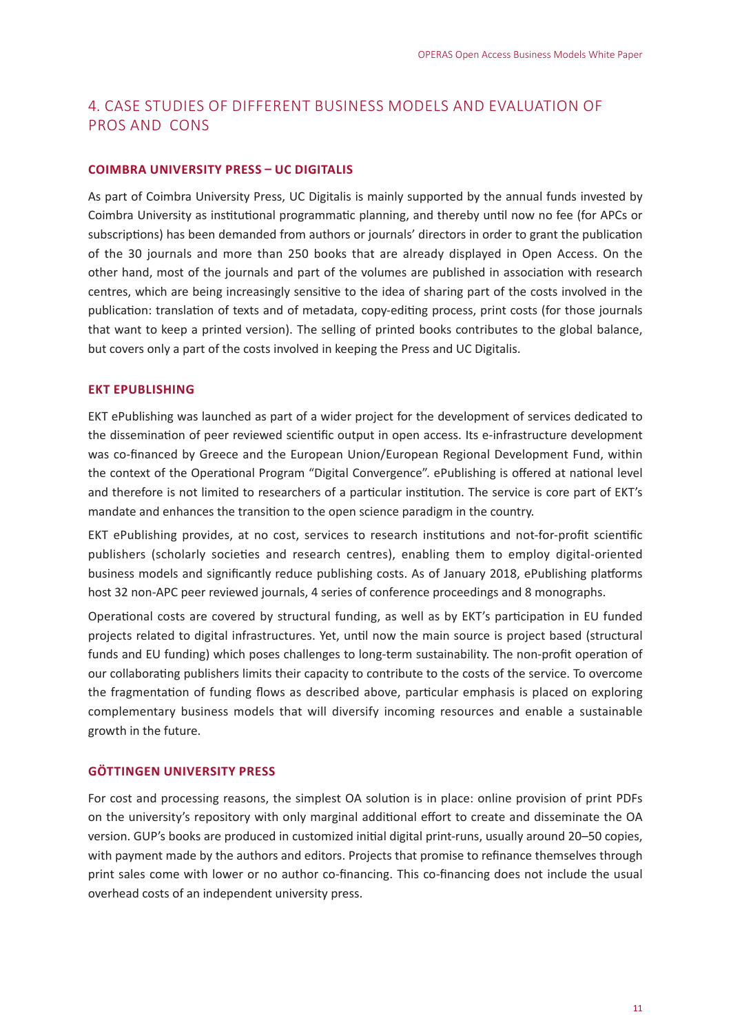## 4. CASE STUDIES OF DIFFERENT BUSINESS MODELS AND EVALUATION OF PROS AND CONS

### COIMBRA UNIVERSITY PRESS – UC DIGITALIS

As part of Coimbra University Press, UC Digitalis is mainly supported by the annual funds invested by Coimbra University as institutional programmatic planning, and thereby until now no fee (for APCs or subscriptions) has been demanded from authors or journals' directors in order to grant the publication of the 30 journals and more than 250 books that are already displayed in Open Access. On the other hand, most of the journals and part of the volumes are published in association with research centres, which are being increasingly sensitive to the idea of sharing part of the costs involved in the publication: translation of texts and of metadata, copy-editing process, print costs (for those journals that want to keep a printed version). The selling of printed books contributes to the global balance, but covers only a part of the costs involved in keeping the Press and UC Digitalis.

### EKT EPUBLISHING

EKT ePublishing was launched as part of a wider project for the development of services dedicated to the dissemination of peer reviewed scientific output in open access. Its e-infrastructure development was co-financed by Greece and the European Union/European Regional Development Fund, within the context of the Operational Program "Digital Convergence". ePublishing is offered at national level and therefore is not limited to researchers of a particular institution. The service is core part of EKT's mandate and enhances the transition to the open science paradigm in the country.

EKT ePublishing provides, at no cost, services to research institutions and not-for-profit scientific publishers (scholarly societies and research centres), enabling them to employ digital-oriented business models and significantly reduce publishing costs. As of January 2018, ePublishing platforms host 32 non-APC peer reviewed journals, 4 series of conference proceedings and 8 monographs.

Operational costs are covered by structural funding, as well as by EKT's participation in EU funded projects related to digital infrastructures. Yet, until now the main source is project based (structural funds and EU funding) which poses challenges to long-term sustainability. The non-profit operation of our collaborating publishers limits their capacity to contribute to the costs of the service. To overcome the fragmentation of funding flows as described above, particular emphasis is placed on exploring complementary business models that will diversify incoming resources and enable a sustainable growth in the future.

### GÖTTINGEN UNIVERSITY PRESS

For cost and processing reasons, the simplest OA solution is in place: online provision of print PDFs on the university's repository with only marginal additional effort to create and disseminate the OA version. GUP's books are produced in customized initial digital print-runs, usually around 20–50 copies, with payment made by the authors and editors. Projects that promise to refinance themselves through print sales come with lower or no author co-financing. This co-financing does not include the usual overhead costs of an independent university press.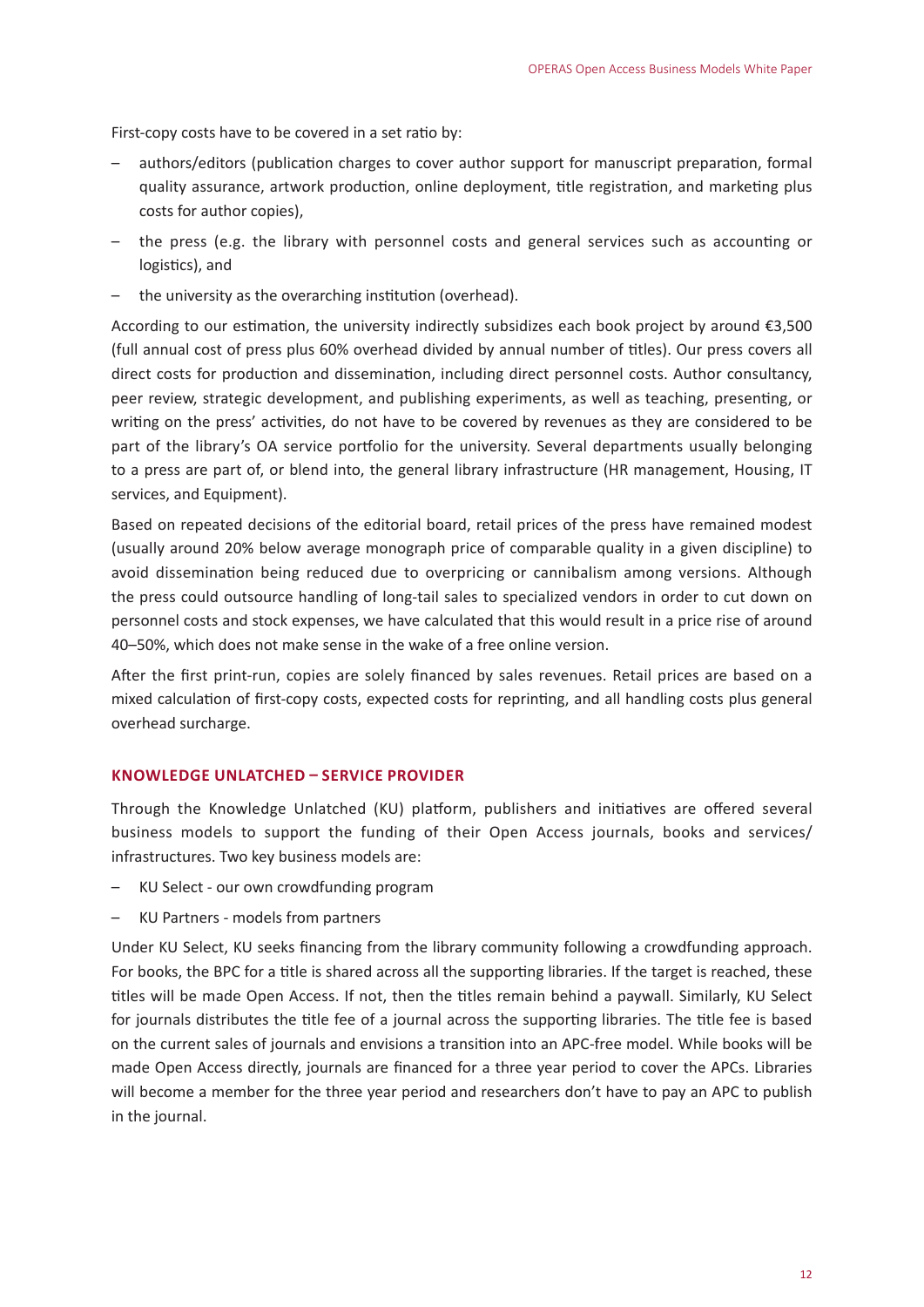First-copy costs have to be covered in a set ratio by:

- authors/editors (publication charges to cover author support for manuscript preparation, formal quality assurance, artwork production, online deployment, title registration, and marketing plus costs for author copies),
- the press (e.g. the library with personnel costs and general services such as accounting or logistics), and
- the university as the overarching institution (overhead).

According to our estimation, the university indirectly subsidizes each book project by around €3,500 (full annual cost of press plus 60% overhead divided by annual number of titles). Our press covers all direct costs for production and dissemination, including direct personnel costs. Author consultancy, peer review, strategic development, and publishing experiments, as well as teaching, presenting, or writing on the press' activities, do not have to be covered by revenues as they are considered to be part of the library's OA service portfolio for the university. Several departments usually belonging to a press are part of, or blend into, the general library infrastructure (HR management, Housing, IT services, and Equipment).

Based on repeated decisions of the editorial board, retail prices of the press have remained modest (usually around 20% below average monograph price of comparable quality in a given discipline) to avoid dissemination being reduced due to overpricing or cannibalism among versions. Although the press could outsource handling of long-tail sales to specialized vendors in order to cut down on personnel costs and stock expenses, we have calculated that this would result in a price rise of around 40–50%, which does not make sense in the wake of a free online version.

After the first print-run, copies are solely financed by sales revenues. Retail prices are based on a mixed calculation of first-copy costs, expected costs for reprinting, and all handling costs plus general overhead surcharge.

### KNOWLEDGE UNLATCHED – SERVICE PROVIDER

Through the Knowledge Unlatched (KU) platform, publishers and initiatives are offered several business models to support the funding of their Open Access journals, books and services/ infrastructures. Two key business models are:

- KU Select - our own crowdfunding program
- KU Partners - models from partners

Under KU Select, KU seeks financing from the library community following a crowdfunding approach. For books, the BPC for a title is shared across all the supporting libraries. If the target is reached, these titles will be made Open Access. If not, then the titles remain behind a paywall. Similarly, KU Select for journals distributes the title fee of a journal across the supporting libraries. The title fee is based on the current sales of journals and envisions a transition into an APC-free model. While books will be made Open Access directly, journals are financed for a three year period to cover the APCs. Libraries will become a member for the three year period and researchers don't have to pay an APC to publish in the journal.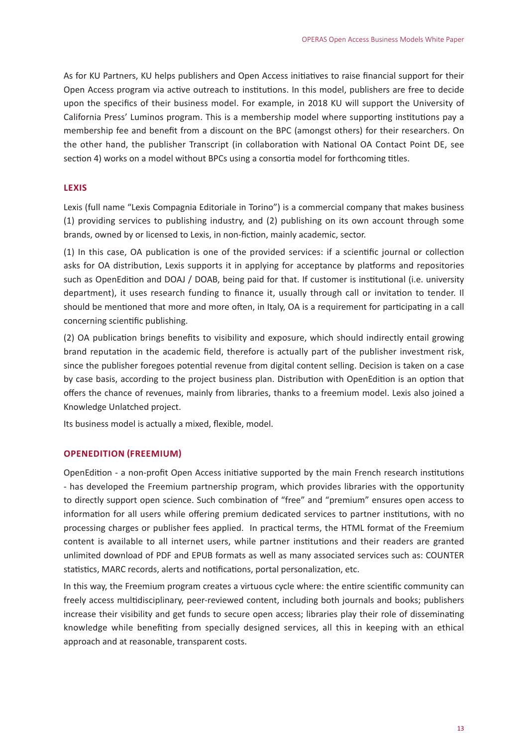As for KU Partners, KU helps publishers and Open Access initiatives to raise financial support for their Open Access program via active outreach to institutions. In this model, publishers are free to decide upon the specifics of their business model. For example, in 2018 KU will support the University of California Press' Luminos program. This is a membership model where supporting institutions pay a membership fee and benefit from a discount on the BPC (amongst others) for their researchers. On the other hand, the publisher Transcript (in collaboration with National OA Contact Point DE, see section 4) works on a model without BPCs using a consortia model for forthcoming titles.

### LEXIS

Lexis (full name "Lexis Compagnia Editoriale in Torino") is a commercial company that makes business (1) providing services to publishing industry, and (2) publishing on its own account through some brands, owned by or licensed to Lexis, in non-fiction, mainly academic, sector.

(1) In this case, OA publication is one of the provided services: if a scientific journal or collection asks for OA distribution, Lexis supports it in applying for acceptance by platforms and repositories such as OpenEdition and DOAJ / DOAB, being paid for that. If customer is institutional (i.e. university department), it uses research funding to finance it, usually through call or invitation to tender. Il should be mentioned that more and more often, in Italy, OA is a requirement for participating in a call concerning scientific publishing.

(2) OA publication brings benefits to visibility and exposure, which should indirectly entail growing brand reputation in the academic field, therefore is actually part of the publisher investment risk, since the publisher foregoes potential revenue from digital content selling. Decision is taken on a case by case basis, according to the project business plan. Distribution with OpenEdition is an option that offers the chance of revenues, mainly from libraries, thanks to a freemium model. Lexis also joined a Knowledge Unlatched project.

Its business model is actually a mixed, flexible, model.

### OPENEDITION (FREEMIUM)

OpenEdition - a non-profit Open Access initiative supported by the main French research institutions - has developed the Freemium partnership program, which provides libraries with the opportunity to directly support open science. Such combination of "free" and "premium" ensures open access to information for all users while offering premium dedicated services to partner institutions, with no processing charges or publisher fees applied. In practical terms, the HTML format of the Freemium content is available to all internet users, while partner institutions and their readers are granted unlimited download of PDF and EPUB formats as well as many associated services such as: COUNTER statistics, MARC records, alerts and notifications, portal personalization, etc.

In this way, the Freemium program creates a virtuous cycle where: the entire scientific community can freely access multidisciplinary, peer-reviewed content, including both journals and books; publishers increase their visibility and get funds to secure open access; libraries play their role of disseminating knowledge while benefiting from specially designed services, all this in keeping with an ethical approach and at reasonable, transparent costs.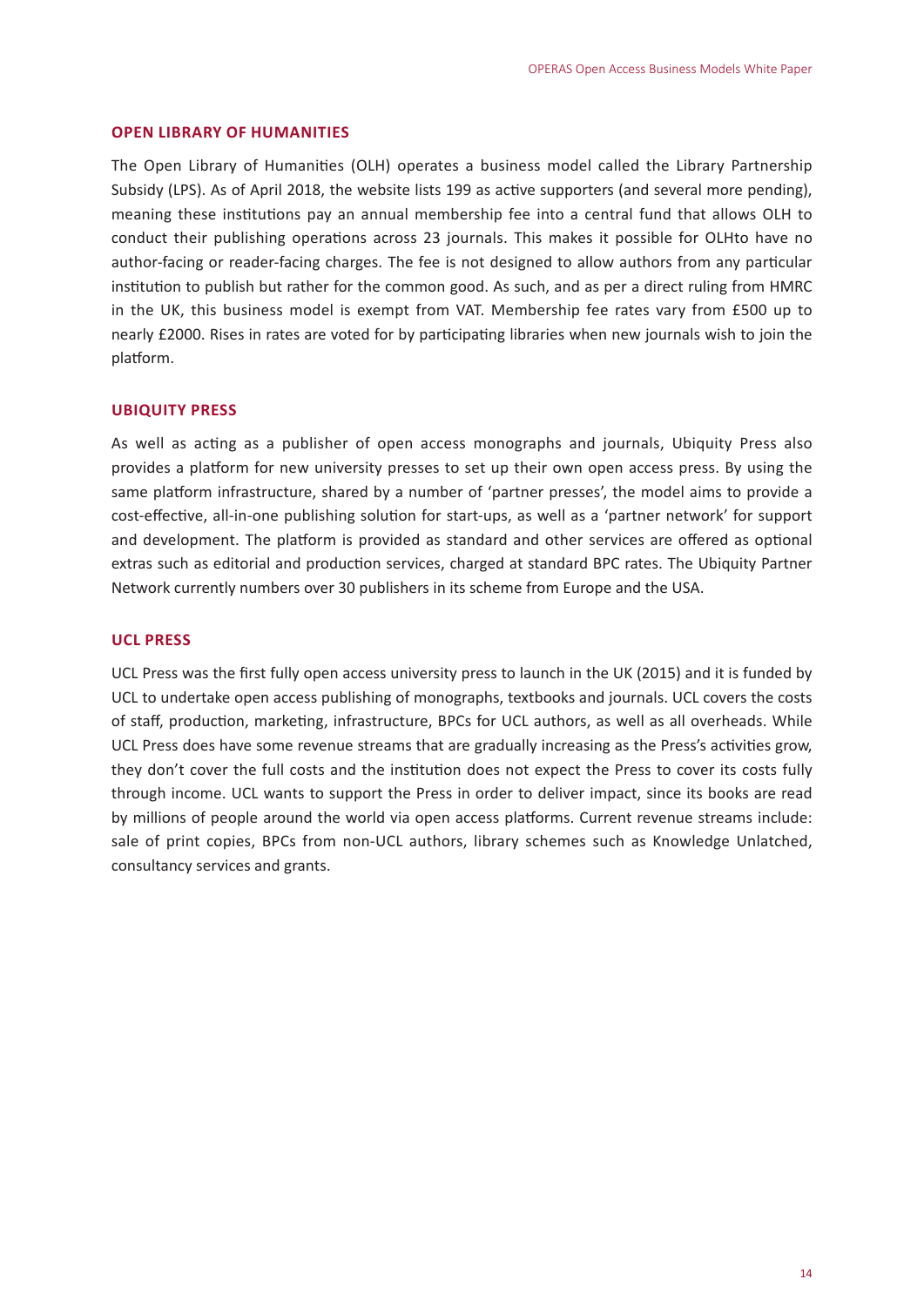### OPEN LIBRARY OF HUMANITIES

The Open Library of Humanities (OLH) operates a business model called the Library Partnership Subsidy (LPS). As of April 2018, the website lists 199 as active supporters (and several more pending), meaning these institutions pay an annual membership fee into a central fund that allows OLH to conduct their publishing operations across 23 journals. This makes it possible for OLHto have no author-facing or reader-facing charges. The fee is not designed to allow authors from any particular institution to publish but rather for the common good. As such, and as per a direct ruling from HMRC in the UK, this business model is exempt from VAT. Membership fee rates vary from £500 up to nearly £2000. Rises in rates are voted for by participating libraries when new journals wish to join the platform.

### UBIQUITY PRESS

As well as acting as a publisher of open access monographs and journals, Ubiquity Press also provides a platform for new university presses to set up their own open access press. By using the same platform infrastructure, shared by a number of 'partner presses', the model aims to provide a cost-effective, all-in-one publishing solution for start-ups, as well as a 'partner network' for support and development. The platform is provided as standard and other services are offered as optional extras such as editorial and production services, charged at standard BPC rates. The Ubiquity Partner Network currently numbers over 30 publishers in its scheme from Europe and the USA.

### UCL PRESS

UCL Press was the first fully open access university press to launch in the UK (2015) and it is funded by UCL to undertake open access publishing of monographs, textbooks and journals. UCL covers the costs of staff, production, marketing, infrastructure, BPCs for UCL authors, as well as all overheads. While UCL Press does have some revenue streams that are gradually increasing as the Press's activities grow, they don't cover the full costs and the institution does not expect the Press to cover its costs fully through income. UCL wants to support the Press in order to deliver impact, since its books are read by millions of people around the world via open access platforms. Current revenue streams include: sale of print copies, BPCs from non-UCL authors, library schemes such as Knowledge Unlatched, consultancy services and grants.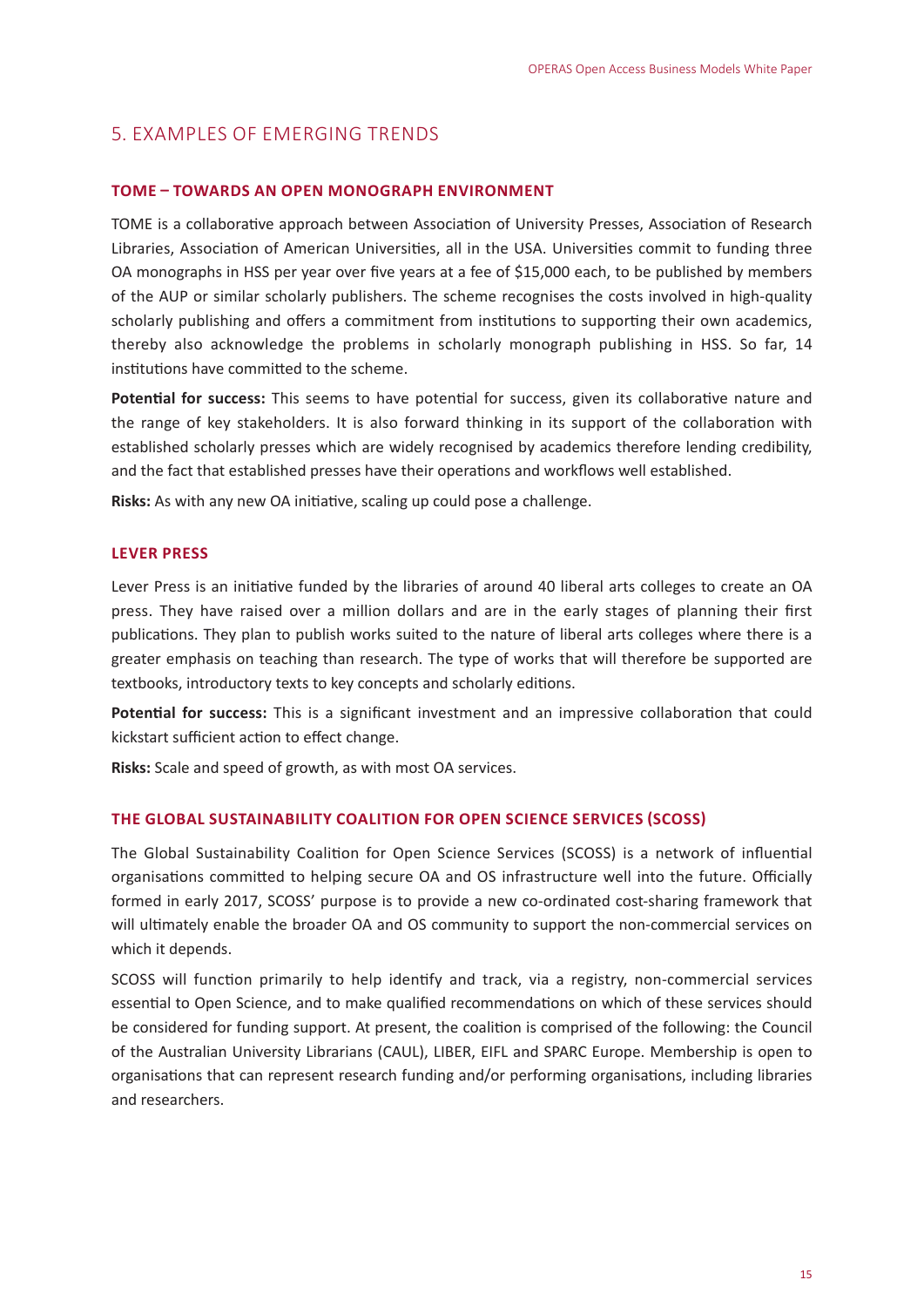## 5. EXAMPLES OF EMERGING TRENDS

### TOME – TOWARDS AN OPEN MONOGRAPH ENVIRONMENT

TOME is a collaborative approach between Association of University Presses, Association of Research Libraries, Association of American Universities, all in the USA. Universities commit to funding three OA monographs in HSS per year over five years at a fee of $15,000 each, to be published by members of the AUP or similar scholarly publishers. The scheme recognises the costs involved in high-quality scholarly publishing and offers a commitment from institutions to supporting their own academics, thereby also acknowledge the problems in scholarly monograph publishing in HSS. So far, 14 institutions have committed to the scheme.

**Potential for success:** This seems to have potential for success, given its collaborative nature and the range of key stakeholders. It is also forward thinking in its support of the collaboration with established scholarly presses which are widely recognised by academics therefore lending credibility, and the fact that established presses have their operations and workflows well established.

**Risks:** As with any new OA initiative, scaling up could pose a challenge.

### LEVER PRESS

Lever Press is an initiative funded by the libraries of around 40 liberal arts colleges to create an OA press. They have raised over a million dollars and are in the early stages of planning their first publications. They plan to publish works suited to the nature of liberal arts colleges where there is a greater emphasis on teaching than research. The type of works that will therefore be supported are textbooks, introductory texts to key concepts and scholarly editions.

**Potential for success:** This is a significant investment and an impressive collaboration that could kickstart sufficient action to effect change.

**Risks:** Scale and speed of growth, as with most OA services.

### THE GLOBAL SUSTAINABILITY COALITION FOR OPEN SCIENCE SERVICES (SCOSS)

The Global Sustainability Coalition for Open Science Services (SCOSS) is a network of influential organisations committed to helping secure OA and OS infrastructure well into the future. Officially formed in early 2017, SCOSS' purpose is to provide a new co-ordinated cost-sharing framework that will ultimately enable the broader OA and OS community to support the non-commercial services on which it depends.

SCOSS will function primarily to help identify and track, via a registry, non-commercial services essential to Open Science, and to make qualified recommendations on which of these services should be considered for funding support. At present, the coalition is comprised of the following: the Council of the Australian University Librarians (CAUL), LIBER, EIFL and SPARC Europe. Membership is open to organisations that can represent research funding and/or performing organisations, including libraries and researchers.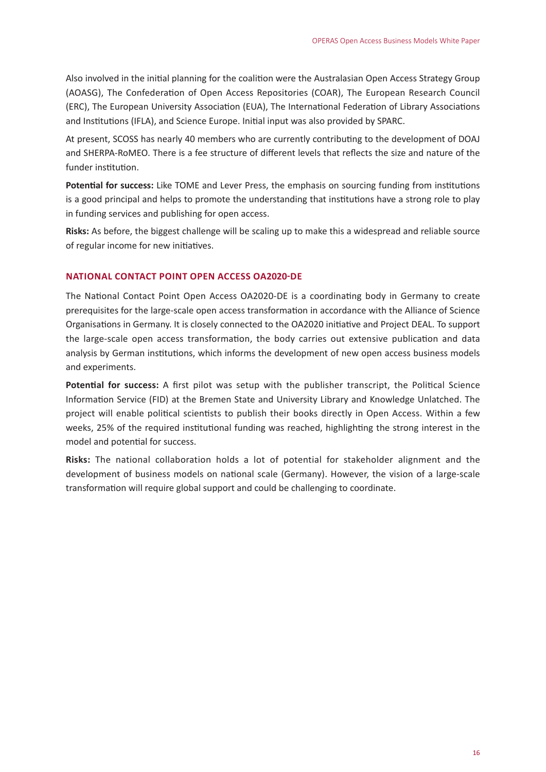Also involved in the initial planning for the coalition were the Australasian Open Access Strategy Group (AOASG), The Confederation of Open Access Repositories (COAR), The European Research Council (ERC), The European University Association (EUA), The International Federation of Library Associations and Institutions (IFLA), and Science Europe. Initial input was also provided by SPARC.

At present, SCOSS has nearly 40 members who are currently contributing to the development of DOAJ and SHERPA-RoMEO. There is a fee structure of different levels that reflects the size and nature of the funder institution.

**Potential for success:** Like TOME and Lever Press, the emphasis on sourcing funding from institutions is a good principal and helps to promote the understanding that institutions have a strong role to play in funding services and publishing for open access.

**Risks:** As before, the biggest challenge will be scaling up to make this a widespread and reliable source of regular income for new initiatives.

### NATIONAL CONTACT POINT OPEN ACCESS OA2020-DE

The National Contact Point Open Access OA2020-DE is a coordinating body in Germany to create prerequisites for the large-scale open access transformation in accordance with the Alliance of Science Organisations in Germany. It is closely connected to the OA2020 initiative and Project DEAL. To support the large-scale open access transformation, the body carries out extensive publication and data analysis by German institutions, which informs the development of new open access business models and experiments.

**Potential for success:** A first pilot was setup with the publisher transcript, the Political Science Information Service (FID) at the Bremen State and University Library and Knowledge Unlatched. The project will enable political scientists to publish their books directly in Open Access. Within a few weeks, 25% of the required institutional funding was reached, highlighting the strong interest in the model and potential for success.

**Risks:** The national collaboration holds a lot of potential for stakeholder alignment and the development of business models on national scale (Germany). However, the vision of a large-scale transformation will require global support and could be challenging to coordinate.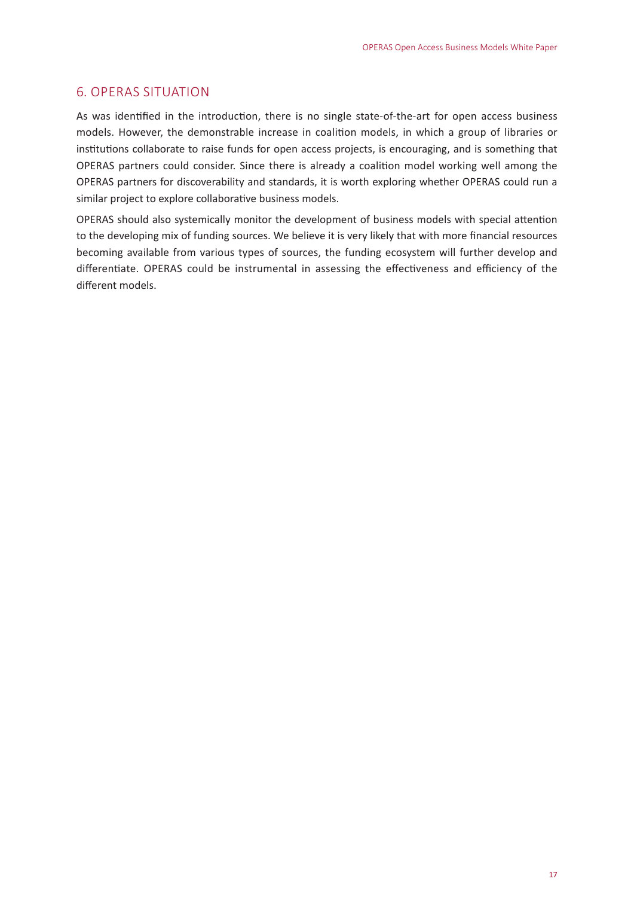## 6. OPERAS SITUATION

As was identified in the introduction, there is no single state-of-the-art for open access business models. However, the demonstrable increase in coalition models, in which a group of libraries or institutions collaborate to raise funds for open access projects, is encouraging, and is something that OPERAS partners could consider. Since there is already a coalition model working well among the OPERAS partners for discoverability and standards, it is worth exploring whether OPERAS could run a similar project to explore collaborative business models.

OPERAS should also systemically monitor the development of business models with special attention to the developing mix of funding sources. We believe it is very likely that with more financial resources becoming available from various types of sources, the funding ecosystem will further develop and differentiate. OPERAS could be instrumental in assessing the effectiveness and efficiency of the different models.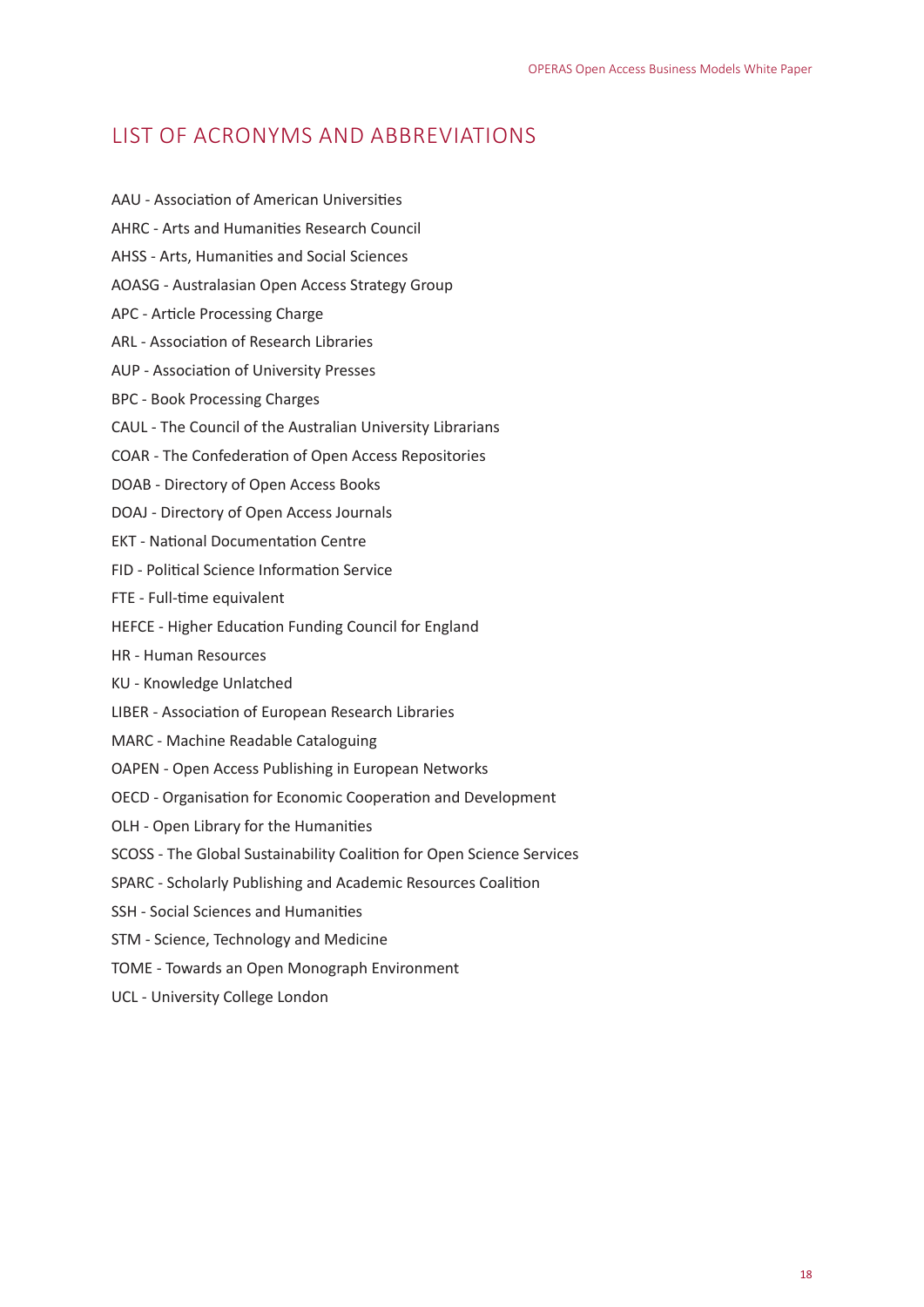## LIST OF ACRONYMS AND ABBREVIATIONS

AAU - Association of American Universities

AHRC - Arts and Humanities Research Council

AHSS - Arts, Humanities and Social Sciences

AOASG - Australasian Open Access Strategy Group

APC - Article Processing Charge

ARL - Association of Research Libraries

AUP - Association of University Presses

BPC - Book Processing Charges

CAUL - The Council of the Australian University Librarians

COAR - The Confederation of Open Access Repositories

DOAB - Directory of Open Access Books

DOAJ - Directory of Open Access Journals

EKT - National Documentation Centre

FID - Political Science Information Service

FTE - Full-time equivalent

HEFCE - Higher Education Funding Council for England

HR - Human Resources

KU - Knowledge Unlatched

LIBER - Association of European Research Libraries

MARC - Machine Readable Cataloguing

OAPEN - Open Access Publishing in European Networks

OECD - Organisation for Economic Cooperation and Development

OLH - Open Library for the Humanities

SCOSS - The Global Sustainability Coalition for Open Science Services

SPARC - Scholarly Publishing and Academic Resources Coalition

SSH - Social Sciences and Humanities

STM - Science, Technology and Medicine

TOME - Towards an Open Monograph Environment

UCL - University College London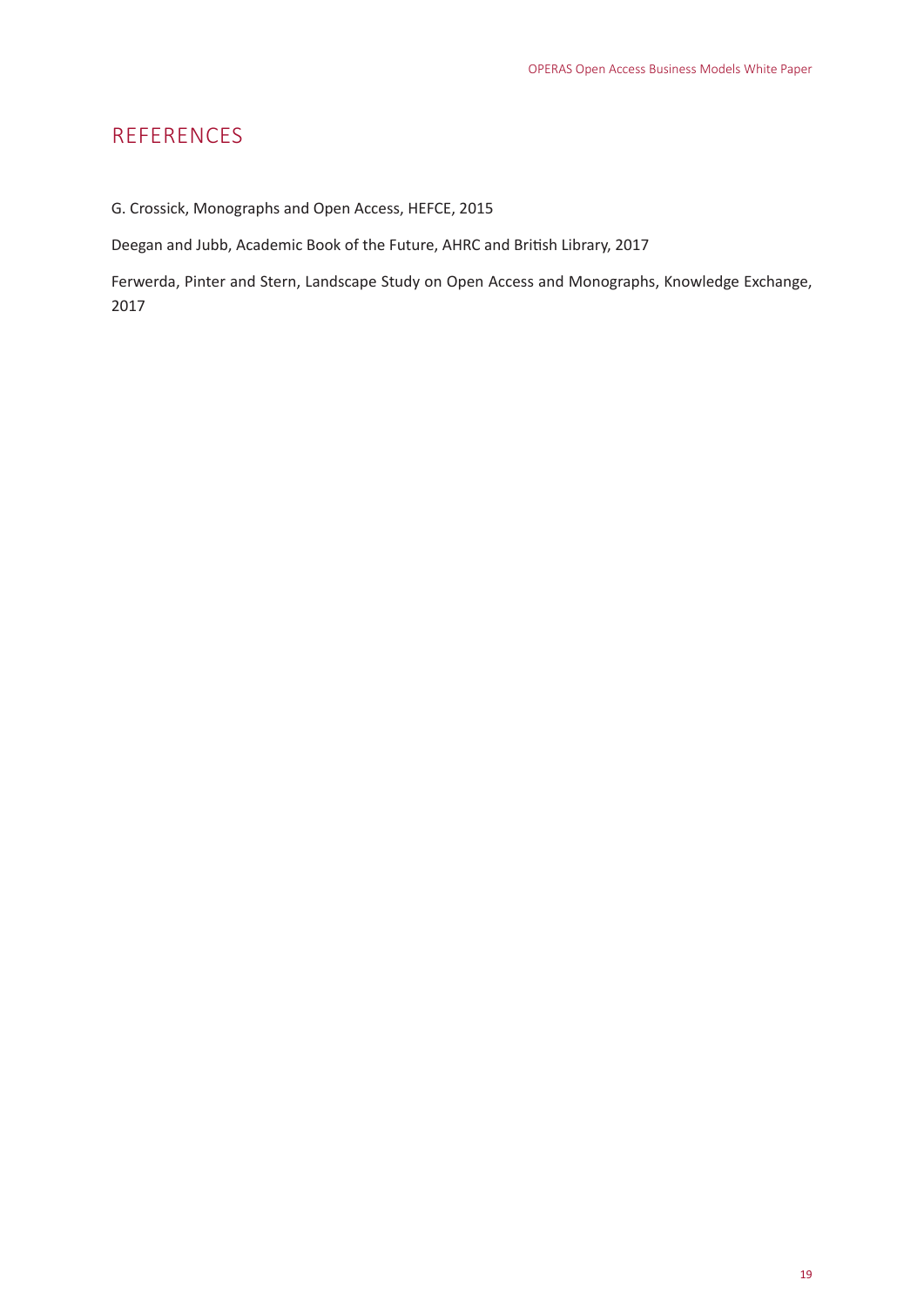# REFERENCES

G. Crossick, Monographs and Open Access, HEFCE, 2015

Deegan and Jubb, Academic Book of the Future, AHRC and British Library, 2017

Ferwerda, Pinter and Stern, Landscape Study on Open Access and Monographs, Knowledge Exchange, 2017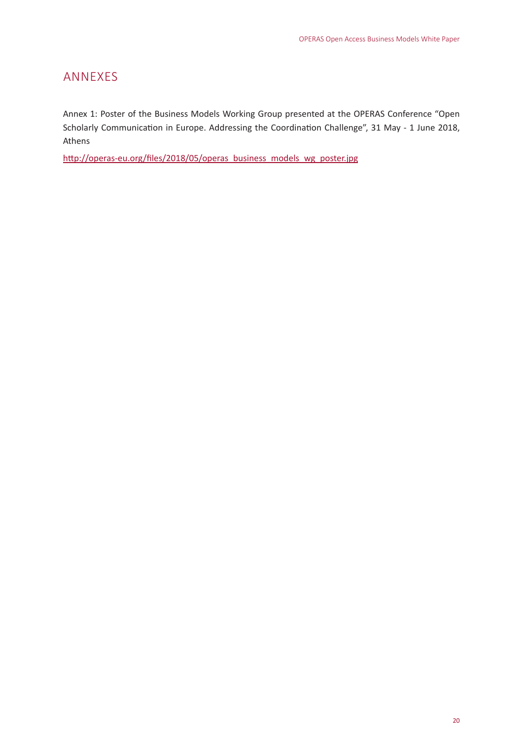# ANNEXES

Annex 1: Poster of the Business Models Working Group presented at the OPERAS Conference "Open Scholarly Communication in Europe. Addressing the Coordination Challenge", 31 May - 1 June 2018, Athens

http://operas-eu.org/files/2018/05/operas_business_models_wg_poster.jpg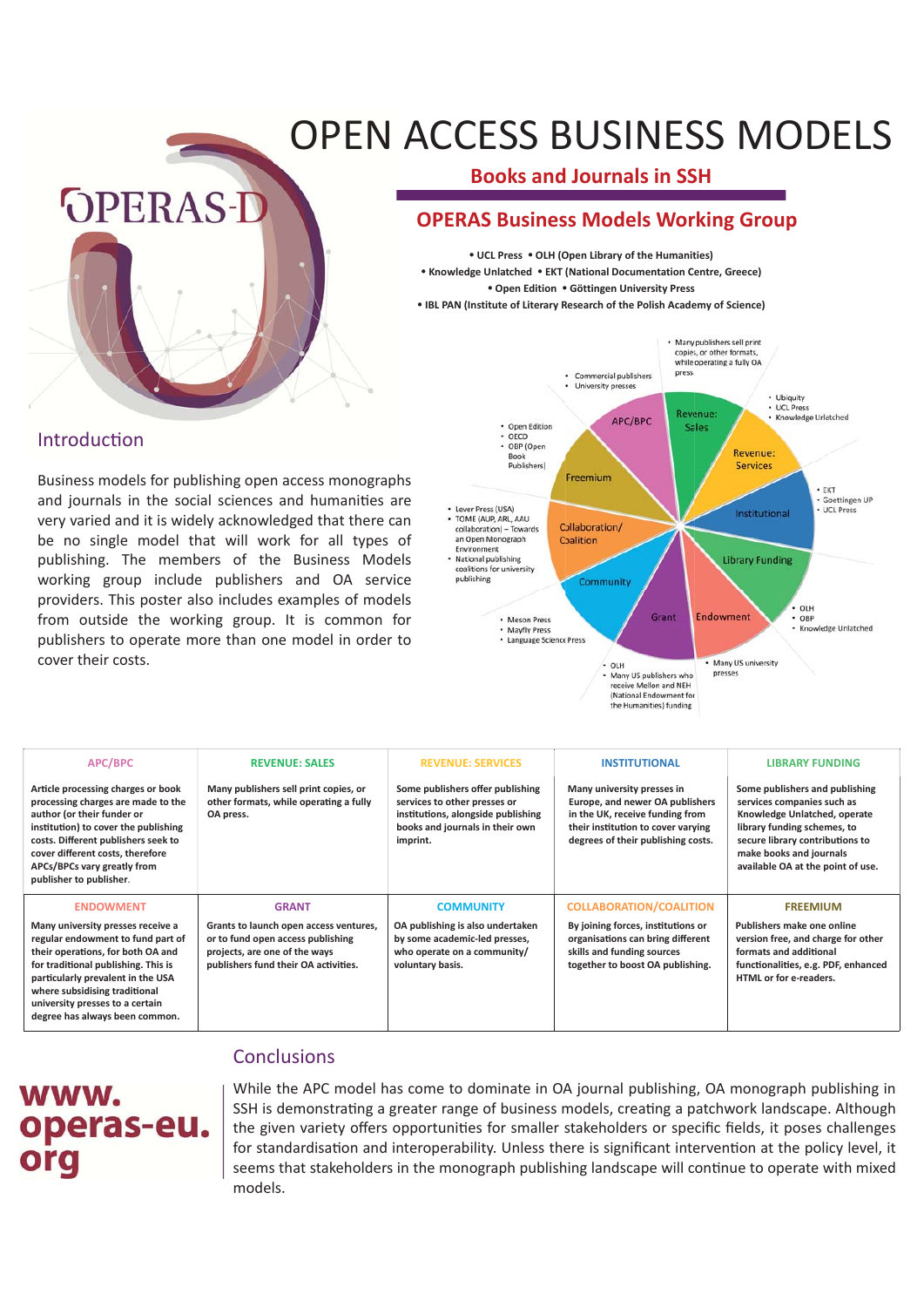# OPEN ACCESS BUSINESS MODELS

## Books and Journals in SSH

## OPERAS Business Models Working Group

• UCL Press • OLH (Open Library of the Humanities)
• Knowledge Unlatched • EKT (National Documentation Centre, Greece)
• Open Edition • Göttingen University Press
• IBL PAN (Institute of Literary Research of the Polish Academy of Science)

OPERAS-D

## Introduction

Business models for publishing open access monographs and journals in the social sciences and humanities are very varied and it is widely acknowledged that there can be no single model that will work for all types of publishing. The members of the Business Models working group include publishers and OA service providers. This poster also includes examples of models from outside the working group. It is common for publishers to operate more than one model in order to cover their costs.

APC/BPC
- Commercial publishers
- University presses

Revenue: Sales
- Many publishers sell print copies, or other formats, while operating a fully OA press.

Revenue: Services
- Ubiquity
- UCL Press
- Knowledge Unlatched

Institutional
- EKT
- Goettingen UP
- UCL Press

Library Funding
- OLH
- OBP
- Knowledge Unlatched

Endowment
- Many US university presses

Grant
- OLH
- Many US publishers who receive Mellon and NEH (National Endowment for the Humanities) funding

Community
- Meson Press
- Mayfly Press
- Language Science Press

Collaboration/Coalition
- Lever Press (USA)
- TOME (AUP, ARL, AAU collaboration) – Towards an Open Monograph Environment
- National publishing coalitions for university publishing

Freemium
- Open Edition
- OECD
- OBP (Open Book Publishers)

| | | | | |
|---|---|---|---|---|
| **APC/BPC** | **REVENUE: SALES** | **REVENUE: SERVICES** | **INSTITUTIONAL** | **LIBRARY FUNDING** |
| Article processing charges or book processing charges are made to the author (or their funder or institution) to cover the publishing costs. Different publishers seek to cover different costs, therefore APCs/BPCs vary greatly from publisher to publisher. | Many publishers sell print copies, or other formats, while operating a fully OA press. | Some publishers offer publishing services to other presses or institutions, alongside publishing books and journals in their own imprint. | Many university presses in Europe, and newer OA publishers in the UK, receive funding from their institution to cover varying degrees of their publishing costs. | Some publishers and publishing services companies such as Knowledge Unlatched, operate library funding schemes, to secure library contributions to make books and journals available OA at the point of use. |
| **ENDOWMENT** | **GRANT** | **COMMUNITY** | **COLLABORATION/COALITION** | **FREEMIUM** |
| Many university presses receive a regular endowment to fund part of their operations, for both OA and for traditional publishing. This is particularly prevalent in the USA where subsidising traditional university presses to a certain degree has always been common. | Grants to launch open access ventures, or to fund open access publishing projects, are one of the ways publishers fund their OA activities. | OA publishing is also undertaken by some academic-led presses, who operate on a community/voluntary basis. | By joining forces, institutions or organisations can bring different skills and funding sources together to boost OA publishing. | Publishers make one online version free, and charge for other formats and functionalities, e.g. PDF, enhanced HTML or for e-readers. |

## Conclusions

While the APC model has come to dominate in OA journal publishing, OA monograph publishing in SSH is demonstrating a greater range of business models, creating a patchwork landscape. Although the given variety offers opportunities for smaller stakeholders or specific fields, it poses challenges for standardisation and interoperability. Unless there is significant intervention at the policy level, it seems that stakeholders in the monograph publishing landscape will continue to operate with mixed models.

**www.operas-eu.org**